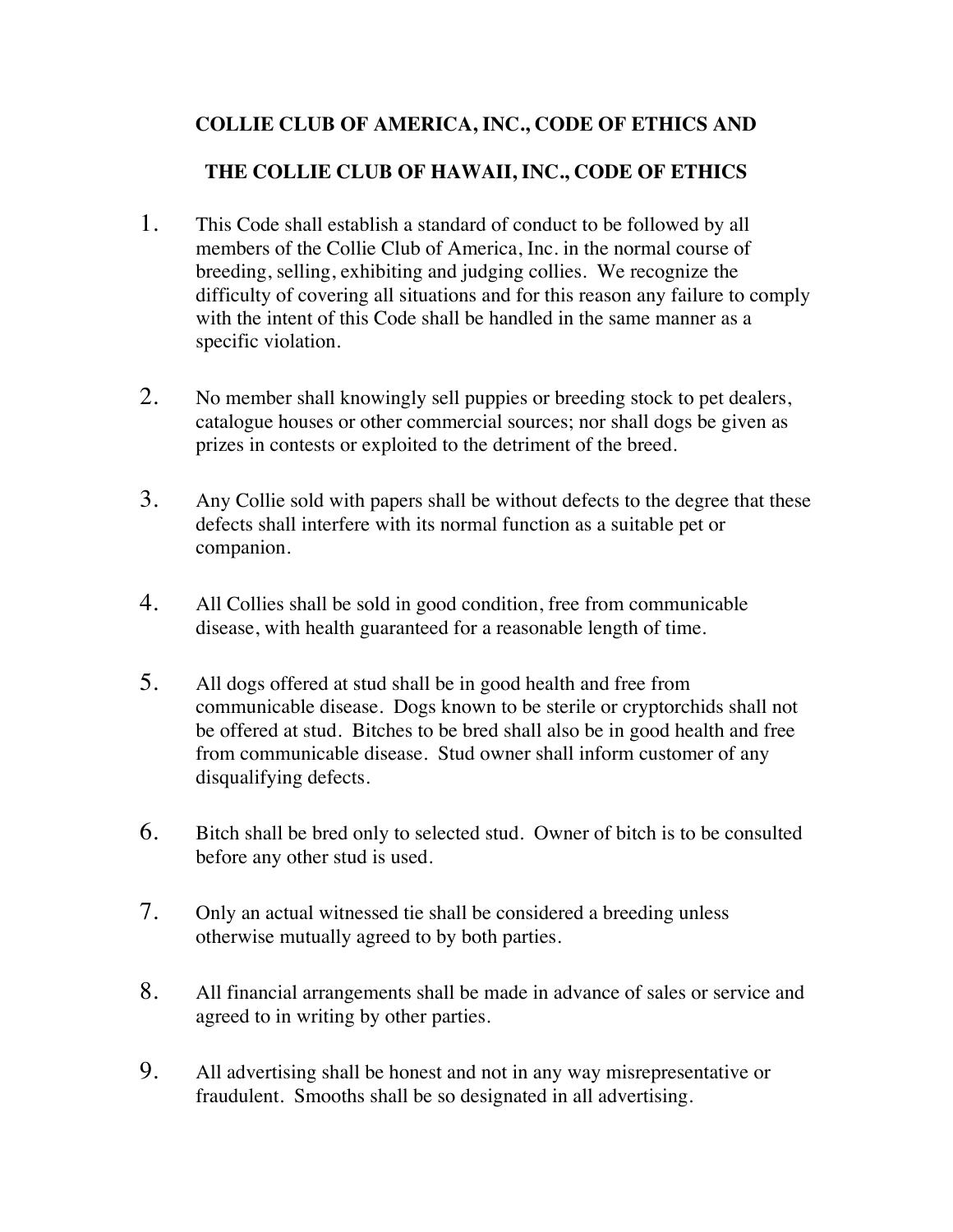# COLLIE CLUB OF AMERICA, INC., CODE OF ETHICS AND

# THE COLLIE CLUB OF HAWAII, INC., CODE OF ETHICS

1. This Code shall establish a standard of conduct to be followed by all members of the Collie Club of America, Inc. in the normal course of breeding, selling, exhibiting and judging collies. We recognize the difficulty of covering all situations and for this reason any failure to comply with the intent of this Code shall be handled in the same manner as a specific violation.

2. No member shall knowingly sell puppies or breeding stock to pet dealers, catalogue houses or other commercial sources; nor shall dogs be given as prizes in contests or exploited to the detriment of the breed.

3. Any Collie sold with papers shall be without defects to the degree that these defects shall interfere with its normal function as a suitable pet or companion.

4. All Collies shall be sold in good condition, free from communicable disease, with health guaranteed for a reasonable length of time.

5. All dogs offered at stud shall be in good health and free from communicable disease. Dogs known to be sterile or cryptorchids shall not be offered at stud. Bitches to be bred shall also be in good health and free from communicable disease. Stud owner shall inform customer of any disqualifying defects.

6. Bitch shall be bred only to selected stud. Owner of bitch is to be consulted before any other stud is used.

7. Only an actual witnessed tie shall be considered a breeding unless otherwise mutually agreed to by both parties.

8. All financial arrangements shall be made in advance of sales or service and agreed to in writing by other parties.

9. All advertising shall be honest and not in any way misrepresentative or fraudulent. Smooths shall be so designated in all advertising.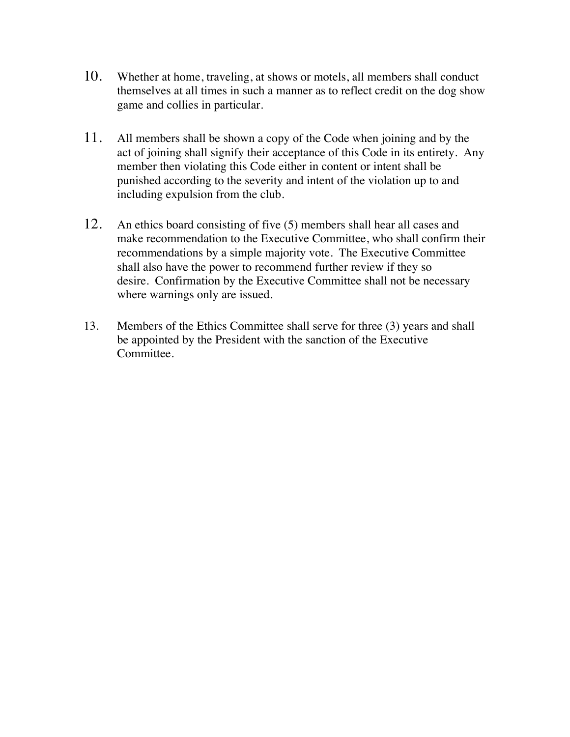10. Whether at home, traveling, at shows or motels, all members shall conduct themselves at all times in such a manner as to reflect credit on the dog show game and collies in particular.

11. All members shall be shown a copy of the Code when joining and by the act of joining shall signify their acceptance of this Code in its entirety. Any member then violating this Code either in content or intent shall be punished according to the severity and intent of the violation up to and including expulsion from the club.

12. An ethics board consisting of five (5) members shall hear all cases and make recommendation to the Executive Committee, who shall confirm their recommendations by a simple majority vote. The Executive Committee shall also have the power to recommend further review if they so desire. Confirmation by the Executive Committee shall not be necessary where warnings only are issued.

13. Members of the Ethics Committee shall serve for three (3) years and shall be appointed by the President with the sanction of the Executive Committee.